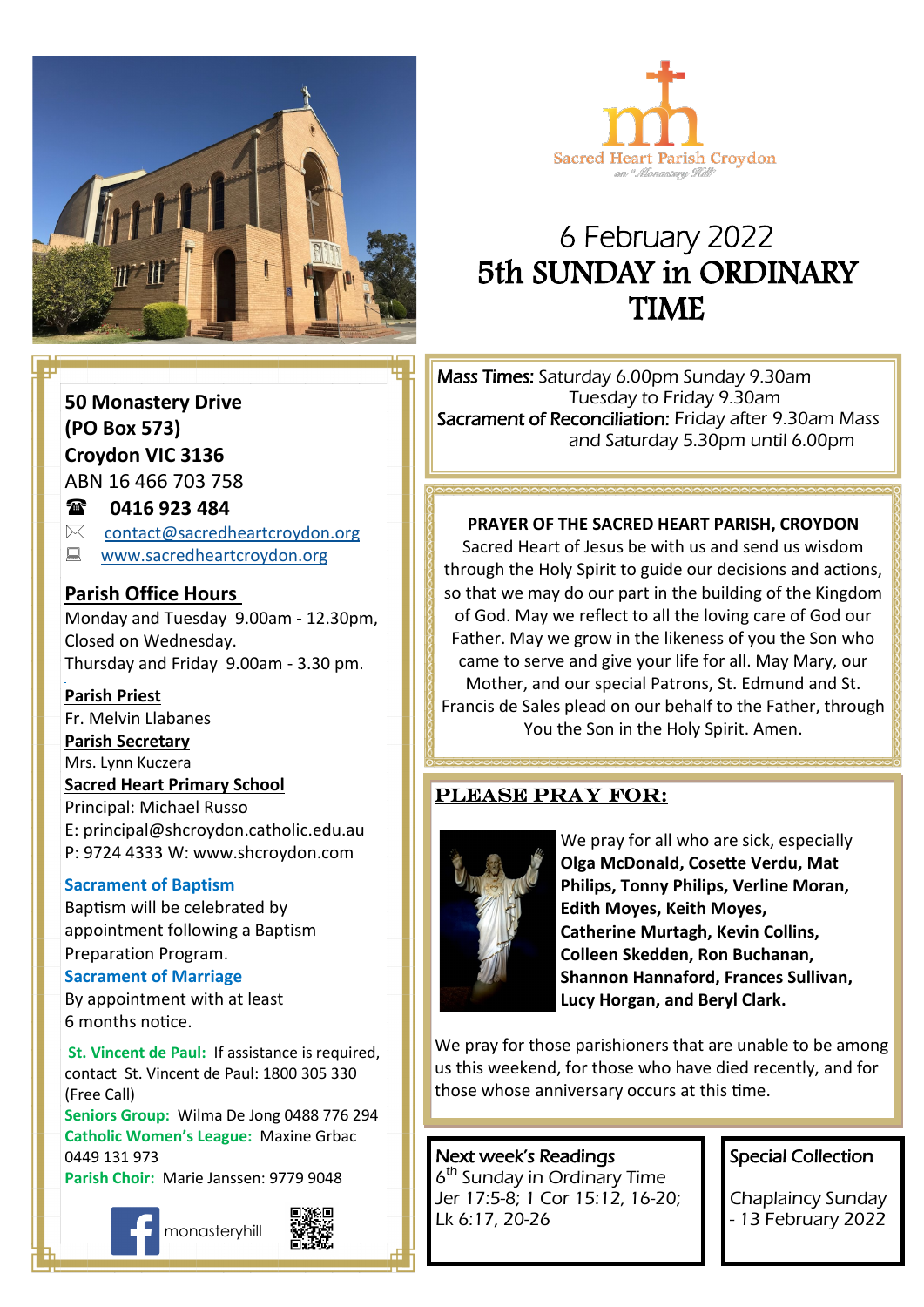Sacred Heart Parish Croydon
on "Monastery Hill"

# 6 February 2022
# 5th SUNDAY in ORDINARY TIME

**Mass Times:** Saturday 6.00pm Sunday 9.30am
Tuesday to Friday 9.30am
**Sacrament of Reconciliation:** Friday after 9.30am Mass and Saturday 5.30pm until 6.00pm

**50 Monastery Drive**
**(PO Box 573)**
**Croydon VIC 3136**
ABN 16 466 703 758
☎ **0416 923 484**
✉ contact@sacredheartcroydon.org
💻 www.sacredheartcroydon.org

**Parish Office Hours**
Monday and Tuesday 9.00am - 12.30pm,
Closed on Wednesday.
Thursday and Friday 9.00am - 3.30 pm.

**Parish Priest**
Fr. Melvin Llabanes
**Parish Secretary**
Mrs. Lynn Kuczera
**Sacred Heart Primary School**
Principal: Michael Russo
E: principal@shcroydon.catholic.edu.au
P: 9724 4333 W: www.shcroydon.com

**Sacrament of Baptism**
Baptism will be celebrated by appointment following a Baptism Preparation Program.
**Sacrament of Marriage**
By appointment with at least 6 months notice.

**St. Vincent de Paul:** If assistance is required, contact St. Vincent de Paul: 1800 305 330 (Free Call)
**Seniors Group:** Wilma De Jong 0488 776 294
**Catholic Women's League:** Maxine Grbac 0449 131 973
**Parish Choir:** Marie Janssen: 9779 9048

monasteryhill

**PRAYER OF THE SACRED HEART PARISH, CROYDON**
Sacred Heart of Jesus be with us and send us wisdom through the Holy Spirit to guide our decisions and actions, so that we may do our part in the building of the Kingdom of God. May we reflect to all the loving care of God our Father. May we grow in the likeness of you the Son who came to serve and give your life for all. May Mary, our Mother, and our special Patrons, St. Edmund and St. Francis de Sales plead on our behalf to the Father, through You the Son in the Holy Spirit. Amen.

## PLEASE PRAY FOR:

We pray for all who are sick, especially **Olga McDonald, Cosette Verdu, Mat Philips, Tonny Philips, Verline Moran, Edith Moyes, Keith Moyes, Catherine Murtagh, Kevin Collins, Colleen Skedden, Ron Buchanan, Shannon Hannaford, Frances Sullivan, Lucy Horgan, and Beryl Clark.**

We pray for those parishioners that are unable to be among us this weekend, for those who have died recently, and for those whose anniversary occurs at this time.

**Next week's Readings**
6th Sunday in Ordinary Time
Jer 17:5-8; 1 Cor 15:12, 16-20; Lk 6:17, 20-26

**Special Collection**
Chaplaincy Sunday - 13 February 2022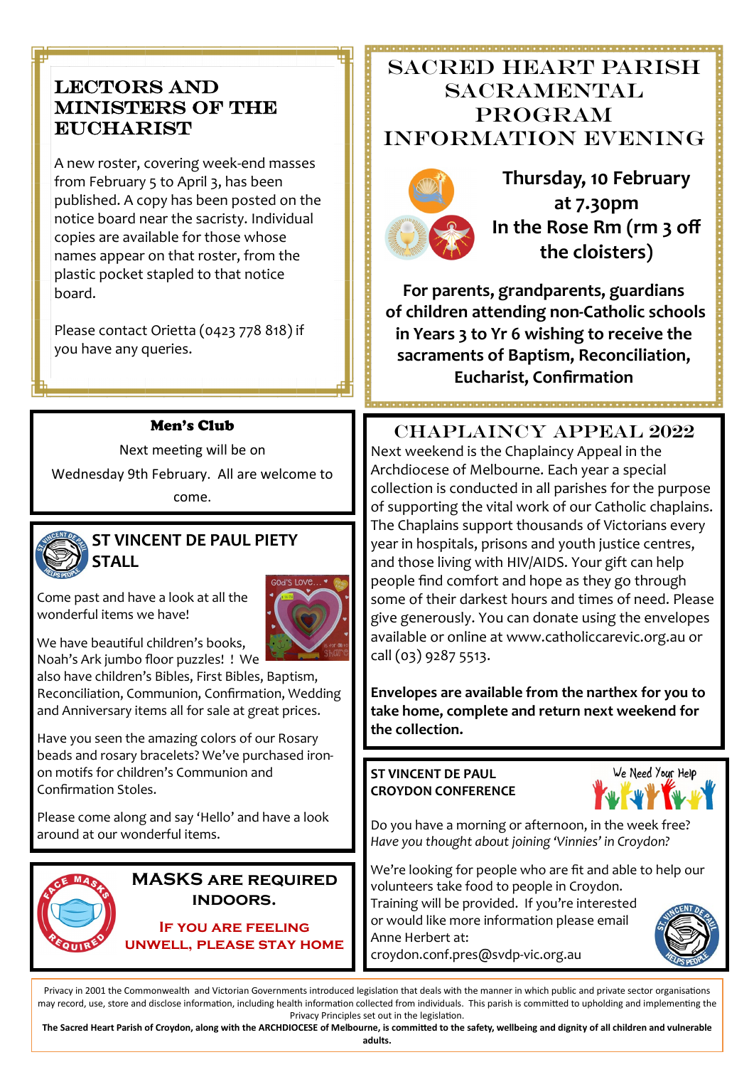## LECTORS AND MINISTERS OF THE EUCHARIST

A new roster, covering week-end masses from February 5 to April 3, has been published. A copy has been posted on the notice board near the sacristy. Individual copies are available for those whose names appear on that roster, from the plastic pocket stapled to that notice board.

Please contact Orietta (0423 778 818) if you have any queries.

## Men's Club

Next meeting will be on

Wednesday 9th February. All are welcome to come.

## ST VINCENT DE PAUL PIETY STALL

Come past and have a look at all the wonderful items we have!

We have beautiful children's books, Noah's Ark jumbo floor puzzles! ! We also have children's Bibles, First Bibles, Baptism, Reconciliation, Communion, Confirmation, Wedding and Anniversary items all for sale at great prices.

Have you seen the amazing colors of our Rosary beads and rosary bracelets? We've purchased iron-on motifs for children's Communion and Confirmation Stoles.

Please come along and say 'Hello' and have a look around at our wonderful items.

## MASKS ARE REQUIRED INDOORS.

**IF YOU ARE FEELING UNWELL, PLEASE STAY HOME**

## SACRED HEART PARISH SACRAMENTAL PROGRAM INFORMATION EVENING

**Thursday, 10 February at 7.30pm In the Rose Rm (rm 3 off the cloisters)**

**For parents, grandparents, guardians of children attending non-Catholic schools in Years 3 to Yr 6 wishing to receive the sacraments of Baptism, Reconciliation, Eucharist, Confirmation**

## CHAPLAINCY APPEAL 2022

Next weekend is the Chaplaincy Appeal in the Archdiocese of Melbourne. Each year a special collection is conducted in all parishes for the purpose of supporting the vital work of our Catholic chaplains. The Chaplains support thousands of Victorians every year in hospitals, prisons and youth justice centres, and those living with HIV/AIDS. Your gift can help people find comfort and hope as they go through some of their darkest hours and times of need. Please give generously. You can donate using the envelopes available or online at www.catholiccarevic.org.au or call (03) 9287 5513.

**Envelopes are available from the narthex for you to take home, complete and return next weekend for the collection.**

## ST VINCENT DE PAUL CROYDON CONFERENCE

We Need Your Help

Do you have a morning or afternoon, in the week free? *Have you thought about joining 'Vinnies' in Croydon?*

We're looking for people who are fit and able to help our volunteers take food to people in Croydon. Training will be provided. If you're interested or would like more information please email Anne Herbert at: croydon.conf.pres@svdp-vic.org.au

Privacy in 2001 the Commonwealth and Victorian Governments introduced legislation that deals with the manner in which public and private sector organisations may record, use, store and disclose information, including health information collected from individuals. This parish is committed to upholding and implementing the Privacy Principles set out in the legislation.

**The Sacred Heart Parish of Croydon, along with the ARCHDIOCESE of Melbourne, is committed to the safety, wellbeing and dignity of all children and vulnerable adults.**